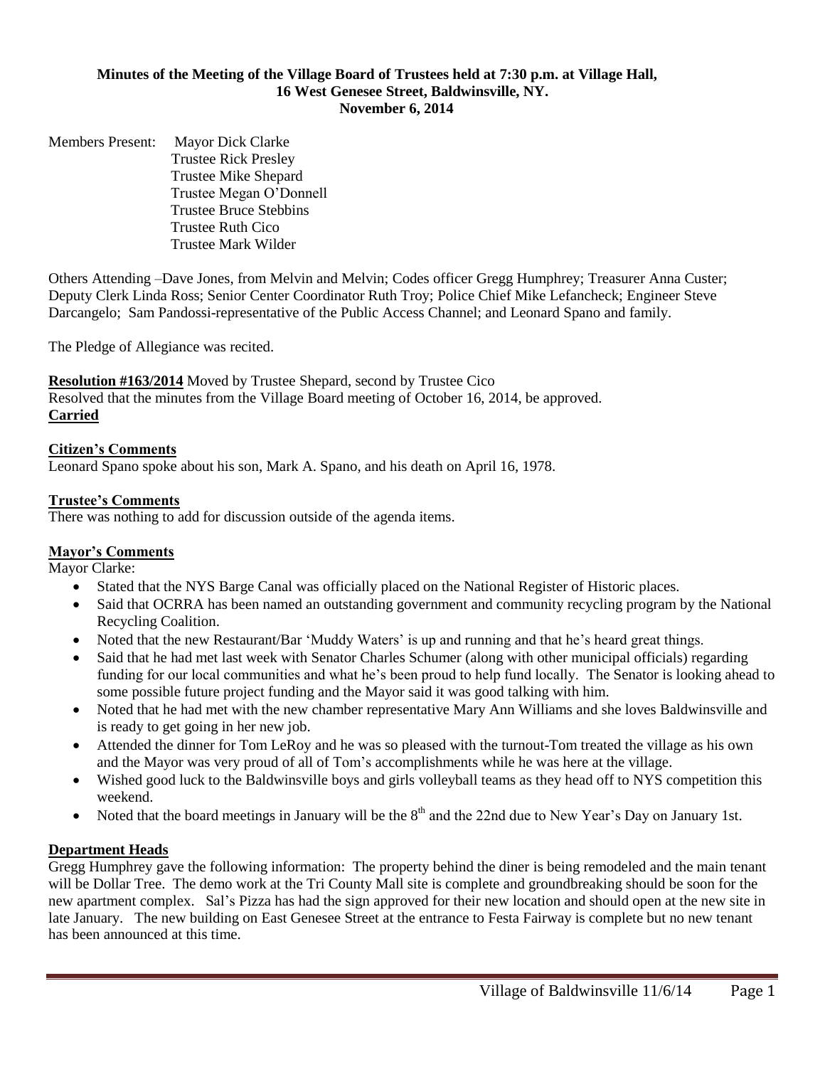**Minutes of the Meeting of the Village Board of Trustees held at 7:30 p.m. at Village Hall, 16 West Genesee Street, Baldwinsville, NY. November 6, 2014**

Members Present: Mayor Dick Clarke
Trustee Rick Presley
Trustee Mike Shepard
Trustee Megan O'Donnell
Trustee Bruce Stebbins
Trustee Ruth Cico
Trustee Mark Wilder

Others Attending –Dave Jones, from Melvin and Melvin; Codes officer Gregg Humphrey; Treasurer Anna Custer; Deputy Clerk Linda Ross; Senior Center Coordinator Ruth Troy; Police Chief Mike Lefancheck; Engineer Steve Darcangelo; Sam Pandossi-representative of the Public Access Channel; and Leonard Spano and family.

The Pledge of Allegiance was recited.

**Resolution #163/2014** Moved by Trustee Shepard, second by Trustee Cico
Resolved that the minutes from the Village Board meeting of October 16, 2014, be approved.
**Carried**

**Citizen's Comments**

Leonard Spano spoke about his son, Mark A. Spano, and his death on April 16, 1978.

**Trustee's Comments**

There was nothing to add for discussion outside of the agenda items.

**Mayor's Comments**

Mayor Clarke:

- Stated that the NYS Barge Canal was officially placed on the National Register of Historic places.
- Said that OCRRA has been named an outstanding government and community recycling program by the National Recycling Coalition.
- Noted that the new Restaurant/Bar 'Muddy Waters' is up and running and that he's heard great things.
- Said that he had met last week with Senator Charles Schumer (along with other municipal officials) regarding funding for our local communities and what he's been proud to help fund locally. The Senator is looking ahead to some possible future project funding and the Mayor said it was good talking with him.
- Noted that he had met with the new chamber representative Mary Ann Williams and she loves Baldwinsville and is ready to get going in her new job.
- Attended the dinner for Tom LeRoy and he was so pleased with the turnout-Tom treated the village as his own and the Mayor was very proud of all of Tom's accomplishments while he was here at the village.
- Wished good luck to the Baldwinsville boys and girls volleyball teams as they head off to NYS competition this weekend.
- Noted that the board meetings in January will be the 8th and the 22nd due to New Year's Day on January 1st.

**Department Heads**

Gregg Humphrey gave the following information: The property behind the diner is being remodeled and the main tenant will be Dollar Tree. The demo work at the Tri County Mall site is complete and groundbreaking should be soon for the new apartment complex. Sal's Pizza has had the sign approved for their new location and should open at the new site in late January. The new building on East Genesee Street at the entrance to Festa Fairway is complete but no new tenant has been announced at this time.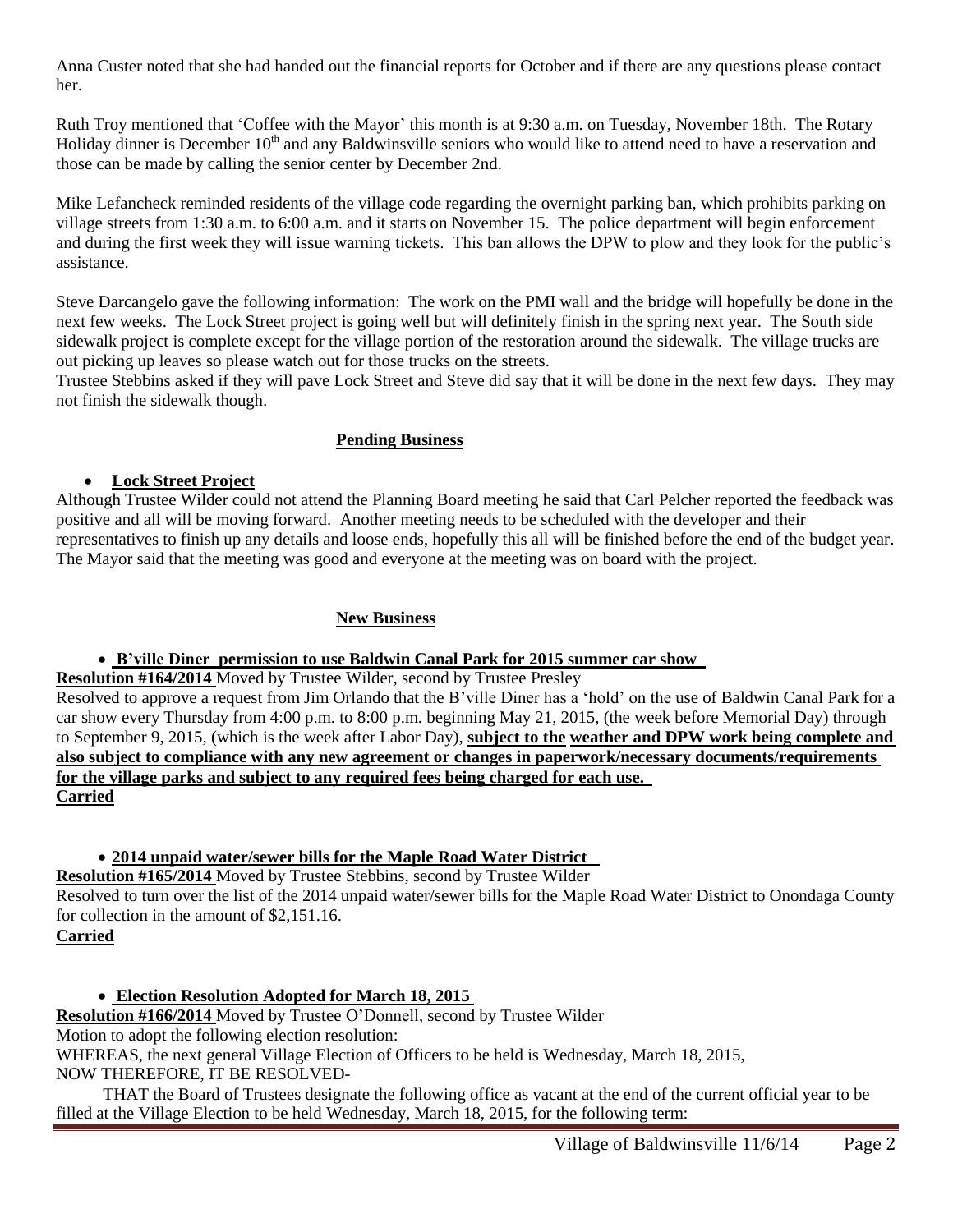Anna Custer noted that she had handed out the financial reports for October and if there are any questions please contact her.

Ruth Troy mentioned that 'Coffee with the Mayor' this month is at 9:30 a.m. on Tuesday, November 18th. The Rotary Holiday dinner is December 10th and any Baldwinsville seniors who would like to attend need to have a reservation and those can be made by calling the senior center by December 2nd.

Mike Lefancheck reminded residents of the village code regarding the overnight parking ban, which prohibits parking on village streets from 1:30 a.m. to 6:00 a.m. and it starts on November 15. The police department will begin enforcement and during the first week they will issue warning tickets. This ban allows the DPW to plow and they look for the public's assistance.

Steve Darcangelo gave the following information: The work on the PMI wall and the bridge will hopefully be done in the next few weeks. The Lock Street project is going well but will definitely finish in the spring next year. The South side sidewalk project is complete except for the village portion of the restoration around the sidewalk. The village trucks are out picking up leaves so please watch out for those trucks on the streets.
Trustee Stebbins asked if they will pave Lock Street and Steve did say that it will be done in the next few days. They may not finish the sidewalk though.

## Pending Business

- **Lock Street Project**

Although Trustee Wilder could not attend the Planning Board meeting he said that Carl Pelcher reported the feedback was positive and all will be moving forward. Another meeting needs to be scheduled with the developer and their representatives to finish up any details and loose ends, hopefully this all will be finished before the end of the budget year. The Mayor said that the meeting was good and everyone at the meeting was on board with the project.

## New Business

- **B'ville Diner permission to use Baldwin Canal Park for 2015 summer car show**

**Resolution #164/2014** Moved by Trustee Wilder, second by Trustee Presley
Resolved to approve a request from Jim Orlando that the B'ville Diner has a 'hold' on the use of Baldwin Canal Park for a car show every Thursday from 4:00 p.m. to 8:00 p.m. beginning May 21, 2015, (the week before Memorial Day) through to September 9, 2015, (which is the week after Labor Day), **subject to the weather and DPW work being complete and also subject to compliance with any new agreement or changes in paperwork/necessary documents/requirements for the village parks and subject to any required fees being charged for each use.**
**Carried**

- **2014 unpaid water/sewer bills for the Maple Road Water District**

**Resolution #165/2014** Moved by Trustee Stebbins, second by Trustee Wilder
Resolved to turn over the list of the 2014 unpaid water/sewer bills for the Maple Road Water District to Onondaga County for collection in the amount of $2,151.16.
**Carried**

- **Election Resolution Adopted for March 18, 2015**

**Resolution #166/2014** Moved by Trustee O'Donnell, second by Trustee Wilder
Motion to adopt the following election resolution:
WHEREAS, the next general Village Election of Officers to be held is Wednesday, March 18, 2015,
NOW THEREFORE, IT BE RESOLVED-
THAT the Board of Trustees designate the following office as vacant at the end of the current official year to be filled at the Village Election to be held Wednesday, March 18, 2015, for the following term: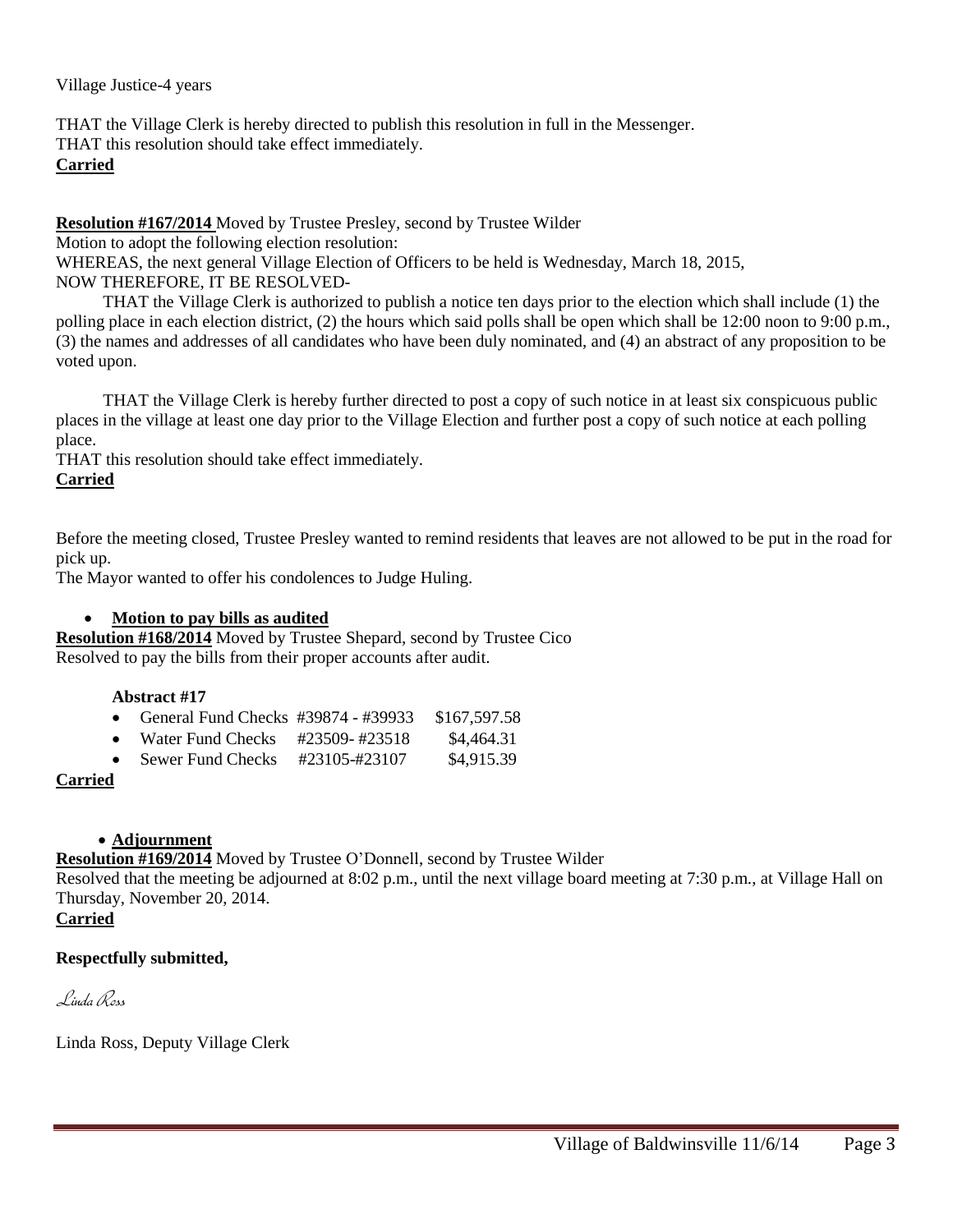Village Justice-4 years

THAT the Village Clerk is hereby directed to publish this resolution in full in the Messenger.
THAT this resolution should take effect immediately.
**Carried**

**Resolution #167/2014** Moved by Trustee Presley, second by Trustee Wilder
Motion to adopt the following election resolution:
WHEREAS, the next general Village Election of Officers to be held is Wednesday, March 18, 2015,
NOW THEREFORE, IT BE RESOLVED-

THAT the Village Clerk is authorized to publish a notice ten days prior to the election which shall include (1) the polling place in each election district, (2) the hours which said polls shall be open which shall be 12:00 noon to 9:00 p.m., (3) the names and addresses of all candidates who have been duly nominated, and (4) an abstract of any proposition to be voted upon.

THAT the Village Clerk is hereby further directed to post a copy of such notice in at least six conspicuous public places in the village at least one day prior to the Village Election and further post a copy of such notice at each polling place.
THAT this resolution should take effect immediately.
**Carried**

Before the meeting closed, Trustee Presley wanted to remind residents that leaves are not allowed to be put in the road for pick up.
The Mayor wanted to offer his condolences to Judge Huling.

- **Motion to pay bills as audited**

**Resolution #168/2014** Moved by Trustee Shepard, second by Trustee Cico
Resolved to pay the bills from their proper accounts after audit.

**Abstract #17**

- General Fund Checks #39874 - #39933 $167,597.58
- Water Fund Checks #23509- #23518 $4,464.31
- Sewer Fund Checks #23105-#23107 $4,915.39

**Carried**

- **Adjournment**

**Resolution #169/2014** Moved by Trustee O'Donnell, second by Trustee Wilder
Resolved that the meeting be adjourned at 8:02 p.m., until the next village board meeting at 7:30 p.m., at Village Hall on Thursday, November 20, 2014.
**Carried**

**Respectfully submitted,**

*Linda Ross*

Linda Ross, Deputy Village Clerk